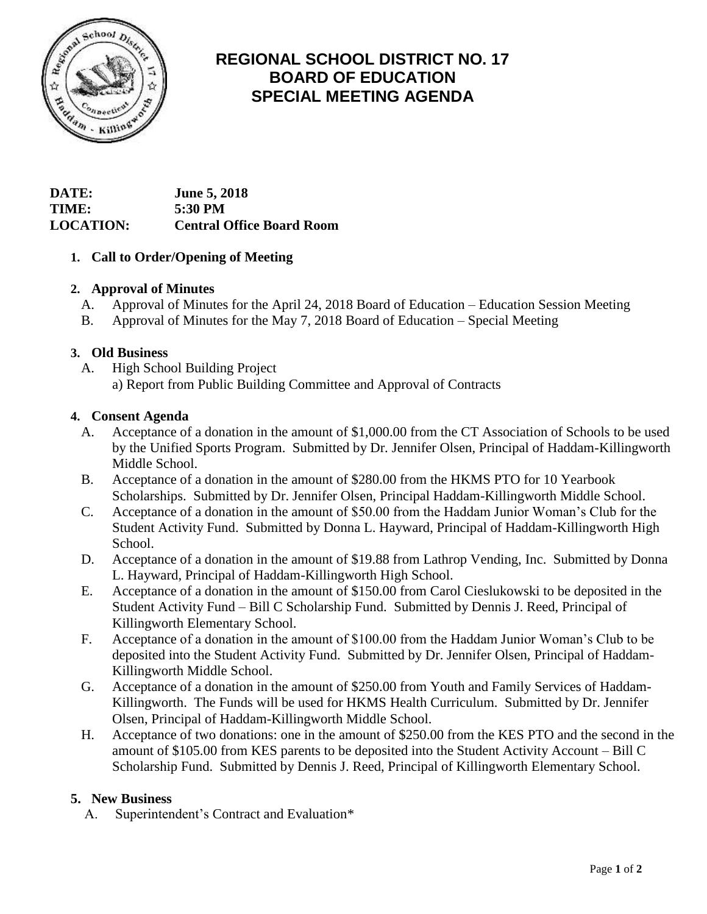# REGIONAL SCHOOL DISTRICT NO. 17
# BOARD OF EDUCATION
# SPECIAL MEETING AGENDA

**DATE:** **June 5, 2018**
**TIME:** **5:30 PM**
**LOCATION:** **Central Office Board Room**

1. **Call to Order/Opening of Meeting**

2. **Approval of Minutes**
   A. Approval of Minutes for the April 24, 2018 Board of Education – Education Session Meeting
   B. Approval of Minutes for the May 7, 2018 Board of Education – Special Meeting

3. **Old Business**
   A. High School Building Project
      a) Report from Public Building Committee and Approval of Contracts

4. **Consent Agenda**
   A. Acceptance of a donation in the amount of $1,000.00 from the CT Association of Schools to be used by the Unified Sports Program. Submitted by Dr. Jennifer Olsen, Principal of Haddam-Killingworth Middle School.
   B. Acceptance of a donation in the amount of $280.00 from the HKMS PTO for 10 Yearbook Scholarships. Submitted by Dr. Jennifer Olsen, Principal Haddam-Killingworth Middle School.
   C. Acceptance of a donation in the amount of $50.00 from the Haddam Junior Woman's Club for the Student Activity Fund. Submitted by Donna L. Hayward, Principal of Haddam-Killingworth High School.
   D. Acceptance of a donation in the amount of $19.88 from Lathrop Vending, Inc. Submitted by Donna L. Hayward, Principal of Haddam-Killingworth High School.
   E. Acceptance of a donation in the amount of $150.00 from Carol Cieslukowski to be deposited in the Student Activity Fund – Bill C Scholarship Fund. Submitted by Dennis J. Reed, Principal of Killingworth Elementary School.
   F. Acceptance of a donation in the amount of $100.00 from the Haddam Junior Woman's Club to be deposited into the Student Activity Fund. Submitted by Dr. Jennifer Olsen, Principal of Haddam-Killingworth Middle School.
   G. Acceptance of a donation in the amount of $250.00 from Youth and Family Services of Haddam-Killingworth. The Funds will be used for HKMS Health Curriculum. Submitted by Dr. Jennifer Olsen, Principal of Haddam-Killingworth Middle School.
   H. Acceptance of two donations: one in the amount of $250.00 from the KES PTO and the second in the amount of $105.00 from KES parents to be deposited into the Student Activity Account – Bill C Scholarship Fund. Submitted by Dennis J. Reed, Principal of Killingworth Elementary School.

5. **New Business**
   A. Superintendent's Contract and Evaluation*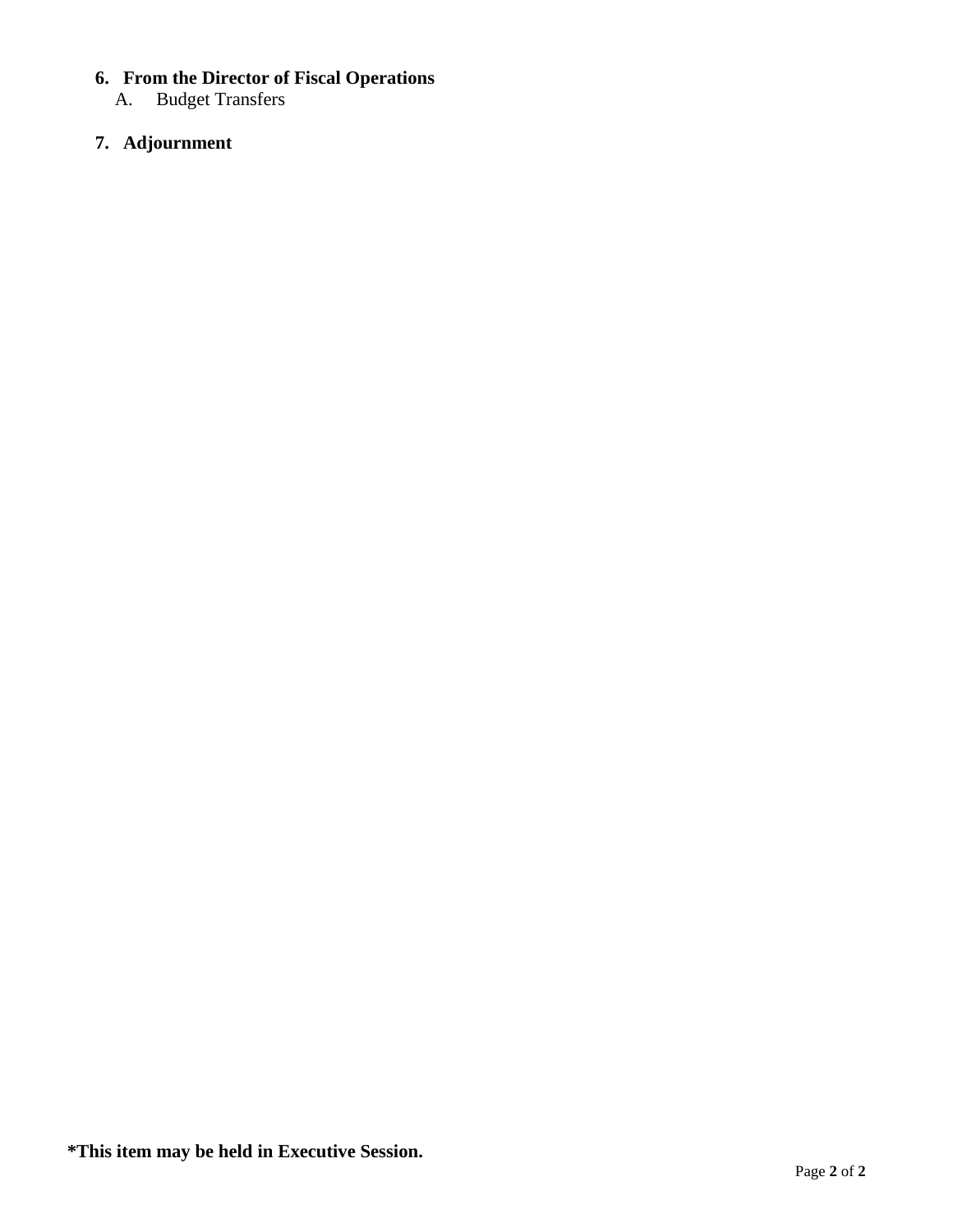6. **From the Director of Fiscal Operations**
   A. Budget Transfers

7. **Adjournment**

**\*This item may be held in Executive Session.**